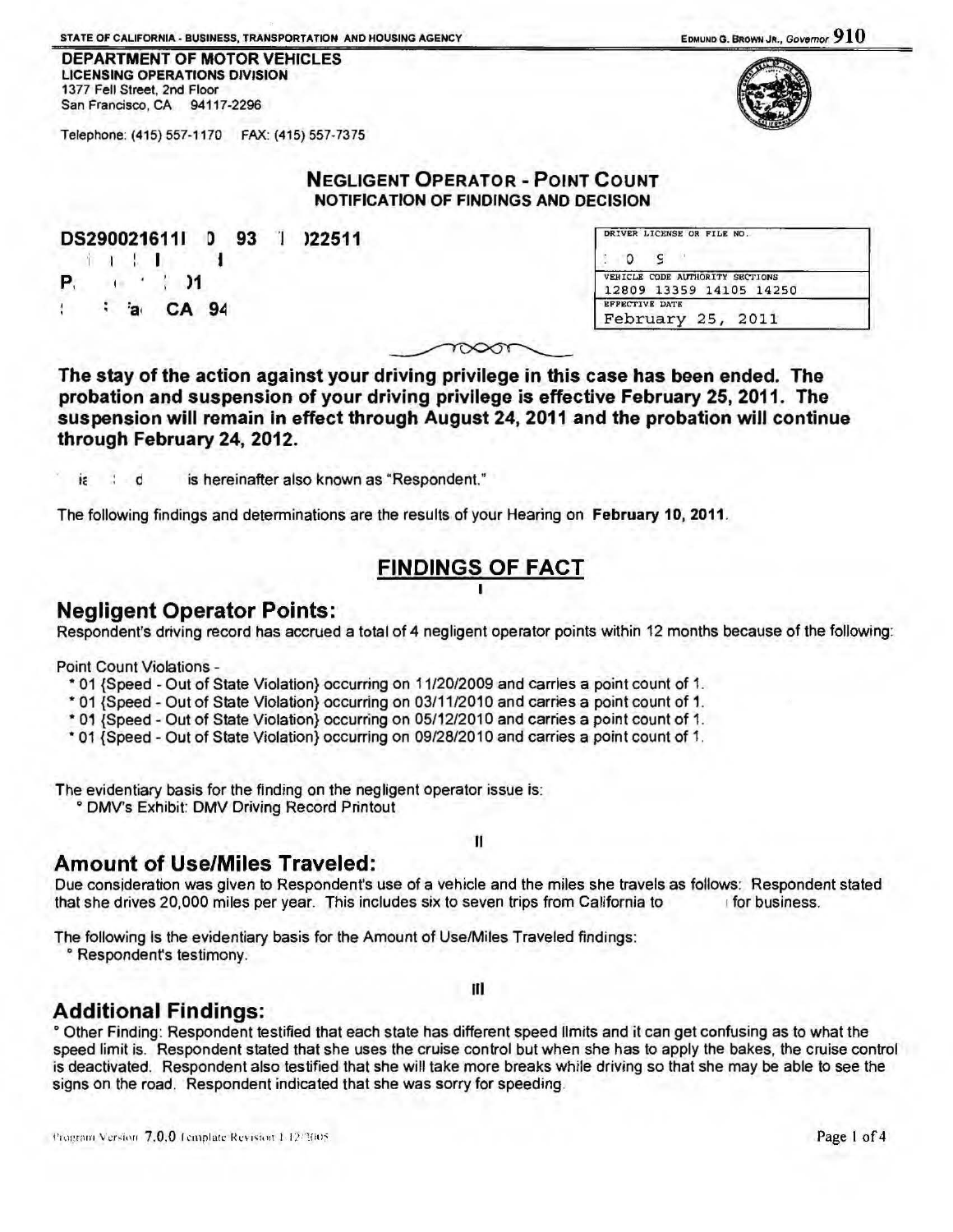STATE OF CALIFORNIA - BUSINESS, TRANSPORTATION AND HOUSING AGENCY

EDMUND G. BROWN JR., Governor 910

**DEPARTMENT OF MOTOR VEHICLES**
**LICENSING OPERATIONS DIVISION**
1377 Fell Street, 2nd Floor
San Francisco, CA 94117-2296

Telephone: (415) 557-1170 FAX: (415) 557-7375

## NEGLIGENT OPERATOR - POINT COUNT
### NOTIFICATION OF FINDINGS AND DECISION

**DS2900216111 0 93 1 )22511**

P, )1

CA 94

| | |
|---|---|
| DRIVER LICENSE OR FILE NO. | 0 S |
| VEHICLE CODE AUTHORITY SECTIONS | 12809 13359 14105 14250 |
| EFFECTIVE DATE | February 25, 2011 |

**The stay of the action against your driving privilege in this case has been ended. The probation and suspension of your driving privilege is effective February 25, 2011. The suspension will remain in effect through August 24, 2011 and the probation will continue through February 24, 2012.**

is hereinafter also known as "Respondent."

The following findings and determinations are the results of your Hearing on **February 10, 2011**.

## FINDINGS OF FACT

I

### Negligent Operator Points:

Respondent's driving record has accrued a total of 4 negligent operator points within 12 months because of the following:

Point Count Violations -

* 01 {Speed - Out of State Violation} occurring on 11/20/2009 and carries a point count of 1.
* 01 {Speed - Out of State Violation} occurring on 03/11/2010 and carries a point count of 1.
* 01 {Speed - Out of State Violation} occurring on 05/12/2010 and carries a point count of 1.
* 01 {Speed - Out of State Violation} occurring on 09/28/2010 and carries a point count of 1.

The evidentiary basis for the finding on the negligent operator issue is:

° DMV's Exhibit: DMV Driving Record Printout

II

### Amount of Use/Miles Traveled:

Due consideration was given to Respondent's use of a vehicle and the miles she travels as follows: Respondent stated that she drives 20,000 miles per year. This includes six to seven trips from California to for business.

The following is the evidentiary basis for the Amount of Use/Miles Traveled findings:

° Respondent's testimony.

III

### Additional Findings:

° Other Finding: Respondent testified that each state has different speed limits and it can get confusing as to what the speed limit is. Respondent stated that she uses the cruise control but when she has to apply the bakes, the cruise control is deactivated. Respondent also testified that she will take more breaks while driving so that she may be able to see the signs on the road. Respondent indicated that she was sorry for speeding.

Program Version 7.0.0 Template Revision 1-12-2005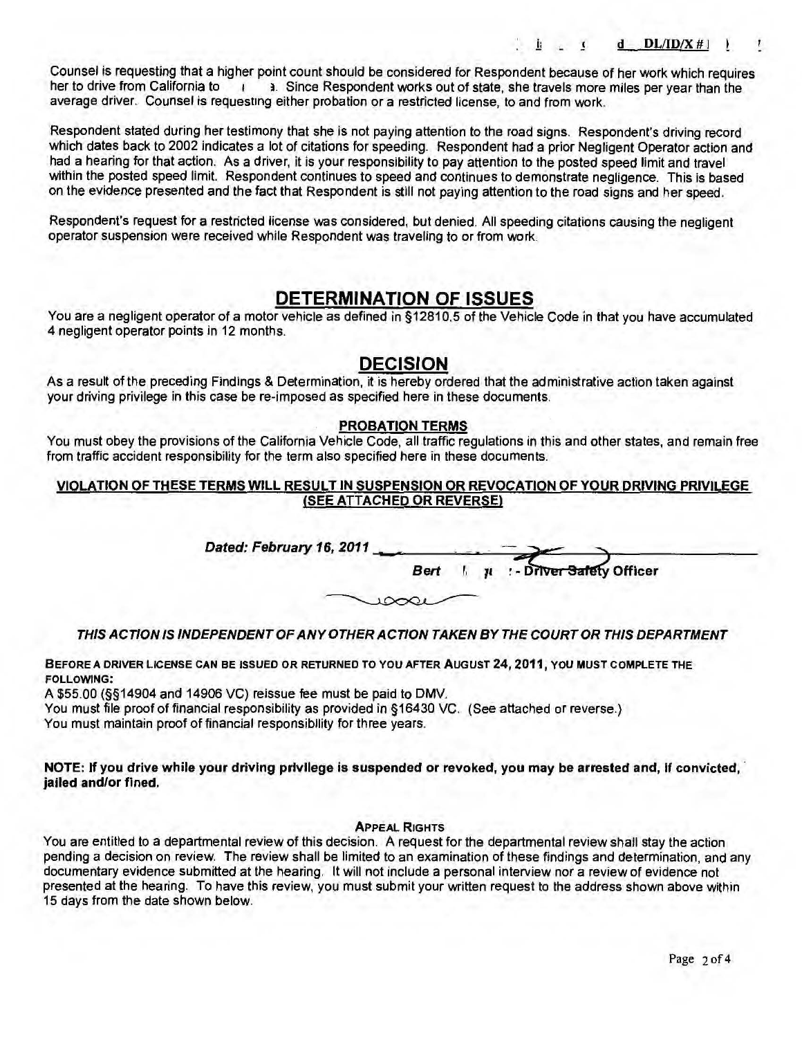Counsel is requesting that a higher point count should be considered for Respondent because of her work which requires her to drive from California to . Since Respondent works out of state, she travels more miles per year than the average driver. Counsel is requesting either probation or a restricted license, to and from work.

Respondent stated during her testimony that she is not paying attention to the road signs. Respondent's driving record which dates back to 2002 indicates a lot of citations for speeding. Respondent had a prior Negligent Operator action and had a hearing for that action. As a driver, it is your responsibility to pay attention to the posted speed limit and travel within the posted speed limit. Respondent continues to speed and continues to demonstrate negligence. This is based on the evidence presented and the fact that Respondent is still not paying attention to the road signs and her speed.

Respondent's request for a restricted license was considered, but denied. All speeding citations causing the negligent operator suspension were received while Respondent was traveling to or from work.

## DETERMINATION OF ISSUES

You are a negligent operator of a motor vehicle as defined in §12810.5 of the Vehicle Code in that you have accumulated 4 negligent operator points in 12 months.

## DECISION

As a result of the preceding Findings & Determination, it is hereby ordered that the administrative action taken against your driving privilege in this case be re-imposed as specified here in these documents.

### PROBATION TERMS

You must obey the provisions of the California Vehicle Code, all traffic regulations in this and other states, and remain free from traffic accident responsibility for the term also specified here in these documents.

**VIOLATION OF THESE TERMS WILL RESULT IN SUSPENSION OR REVOCATION OF YOUR DRIVING PRIVILEGE (SEE ATTACHED OR REVERSE)**

***Dated: February 16, 2011***

**Bert - Driver Safety Officer**

***THIS ACTION IS INDEPENDENT OF ANY OTHER ACTION TAKEN BY THE COURT OR THIS DEPARTMENT***

BEFORE A DRIVER LICENSE CAN BE ISSUED OR RETURNED TO YOU AFTER AUGUST 24, 2011, YOU MUST COMPLETE THE FOLLOWING:

A $55.00 (§§14904 and 14906 VC) reissue fee must be paid to DMV.
You must file proof of financial responsibility as provided in §16430 VC. (See attached or reverse.)
You must maintain proof of financial responsibility for three years.

**NOTE: If you drive while your driving privilege is suspended or revoked, you may be arrested and, if convicted, jailed and/or fined.**

### APPEAL RIGHTS

You are entitled to a departmental review of this decision. A request for the departmental review shall stay the action pending a decision on review. The review shall be limited to an examination of these findings and determination, and any documentary evidence submitted at the hearing. It will not include a personal interview nor a review of evidence not presented at the hearing. To have this review, you must submit your written request to the address shown above within 15 days from the date shown below.